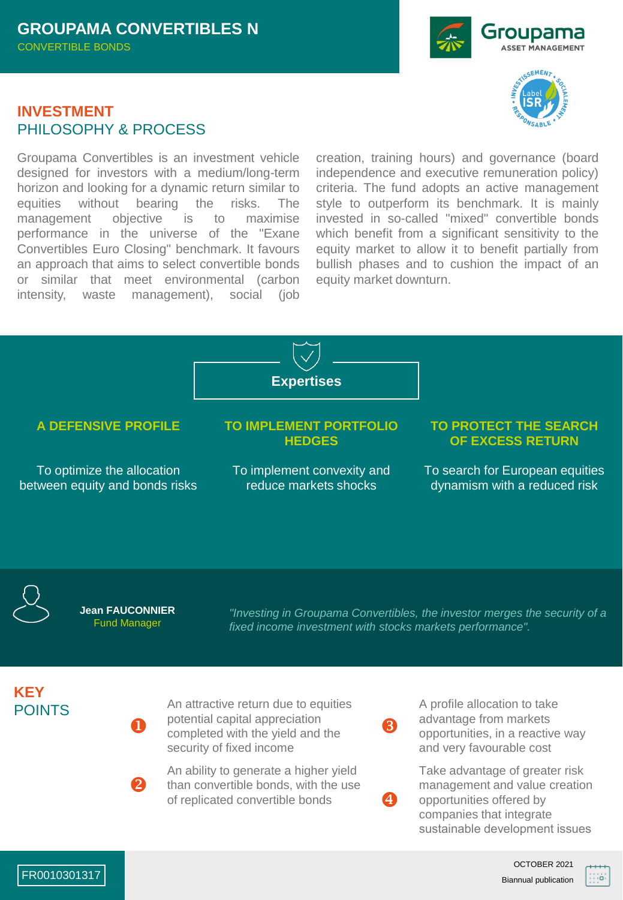# GROUPAMA CONVERTIBLES N

CONVERTIBLE BONDS

Groupama ASSET MANAGEMENT

## INVESTMENT PHILOSOPHY & PROCESS

Groupama Convertibles is an investment vehicle designed for investors with a medium/long-term horizon and looking for a dynamic return similar to equities without bearing the risks. The management objective is to maximise performance in the universe of the "Exane Convertibles Euro Closing" benchmark. It favours an approach that aims to select convertible bonds or similar that meet environmental (carbon intensity, waste management), social (job creation, training hours) and governance (board independence and executive remuneration policy) criteria. The fund adopts an active management style to outperform its benchmark. It is mainly invested in so-called "mixed" convertible bonds which benefit from a significant sensitivity to the equity market to allow it to benefit partially from bullish phases and to cushion the impact of an equity market downturn.

## Expertises

**A DEFENSIVE PROFILE**

To optimize the allocation between equity and bonds risks

**TO IMPLEMENT PORTFOLIO HEDGES**

To implement convexity and reduce markets shocks

**TO PROTECT THE SEARCH OF EXCESS RETURN**

To search for European equities dynamism with a reduced risk

**Jean FAUCONNIER**
Fund Manager

*"Investing in Groupama Convertibles, the investor merges the security of a fixed income investment with stocks markets performance".*

## KEY POINTS

1. An attractive return due to equities potential capital appreciation completed with the yield and the security of fixed income
2. An ability to generate a higher yield than convertible bonds, with the use of replicated convertible bonds
3. A profile allocation to take advantage from markets opportunities, in a reactive way and very favourable cost
4. Take advantage of greater risk management and value creation opportunities offered by companies that integrate sustainable development issues

FR0010301317

OCTOBER 2021
Biannual publication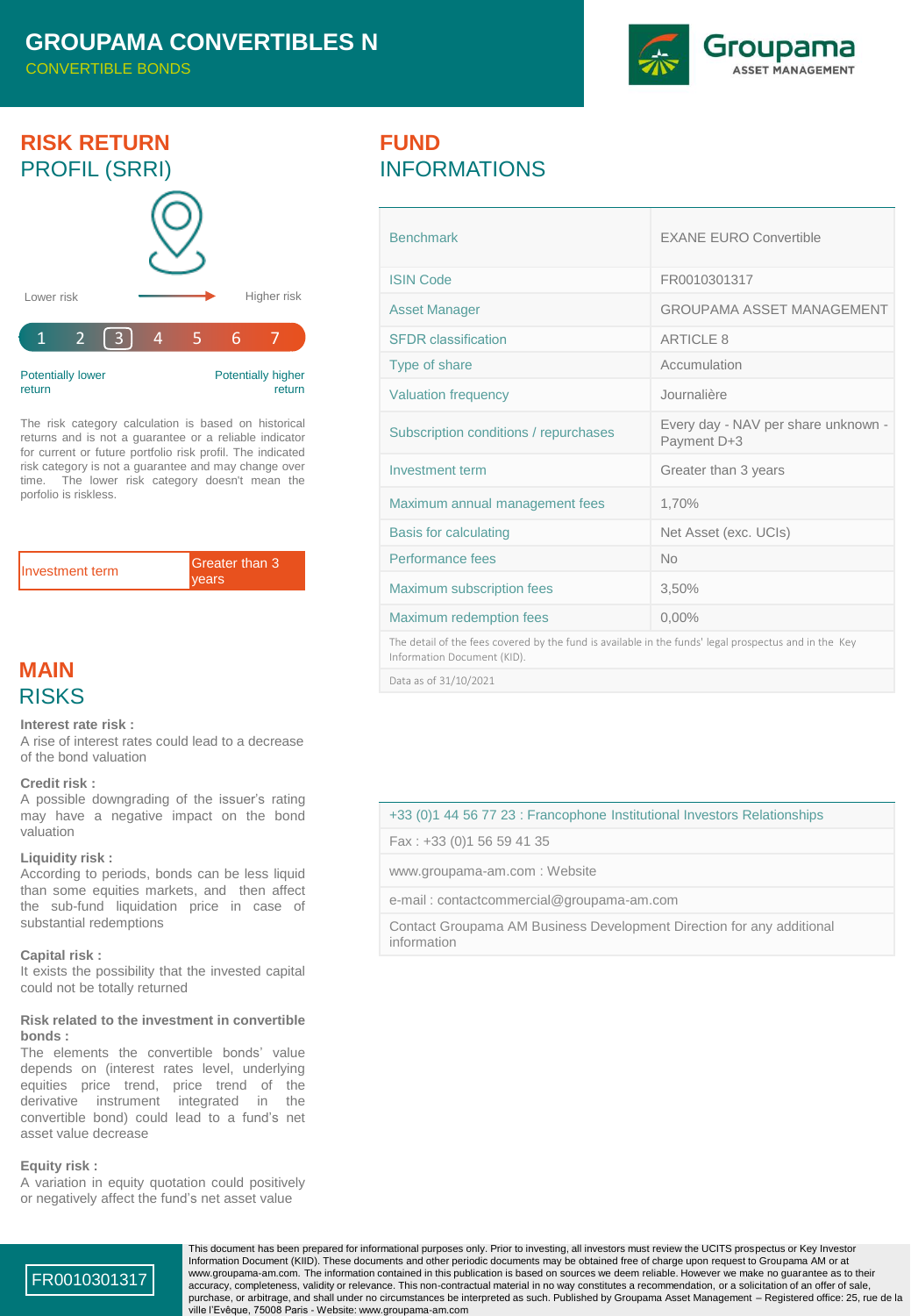# GROUPAMA CONVERTIBLES N

CONVERTIBLE BONDS

## RISK RETURN PROFIL (SRRI)

Lower risk → Higher risk

1 2 **3** 4 5 6 7

Potentially lower return — Potentially higher return

The risk category calculation is based on historical returns and is not a guarantee or a reliable indicator for current or future portfolio risk profil. The indicated risk category is not a guarantee and may change over time. The lower risk category doesn't mean the porfolio is riskless.

| | |
|---|---|
| Investment term | Greater than 3 years |

## MAIN RISKS

**Interest rate risk :**
A rise of interest rates could lead to a decrease of the bond valuation

**Credit risk :**
A possible downgrading of the issuer's rating may have a negative impact on the bond valuation

**Liquidity risk :**
According to periods, bonds can be less liquid than some equities markets, and then affect the sub-fund liquidation price in case of substantial redemptions

**Capital risk :**
It exists the possibility that the invested capital could not be totally returned

**Risk related to the investment in convertible bonds :**
The elements the convertible bonds' value depends on (interest rates level, underlying equities price trend, price trend of the derivative instrument integrated in the convertible bond) could lead to a fund's net asset value decrease

**Equity risk :**
A variation in equity quotation could positively or negatively affect the fund's net asset value

## FUND INFORMATIONS

| | |
|---|---|
| Benchmark | EXANE EURO Convertible |
| ISIN Code | FR0010301317 |
| Asset Manager | GROUPAMA ASSET MANAGEMENT |
| SFDR classification | ARTICLE 8 |
| Type of share | Accumulation |
| Valuation frequency | Journalière |
| Subscription conditions / repurchases | Every day - NAV per share unknown - Payment D+3 |
| Investment term | Greater than 3 years |
| Maximum annual management fees | 1,70% |
| Basis for calculating | Net Asset (exc. UCIs) |
| Performance fees | No |
| Maximum subscription fees | 3,50% |
| Maximum redemption fees | 0,00% |

The detail of the fees covered by the fund is available in the funds' legal prospectus and in the Key Information Document (KID).

Data as of 31/10/2021

+33 (0)1 44 56 77 23 : Francophone Institutional Investors Relationships

Fax : +33 (0)1 56 59 41 35

www.groupama-am.com : Website

e-mail : contactcommercial@groupama-am.com

Contact Groupama AM Business Development Direction for any additional information

FR0010301317

This document has been prepared for informational purposes only. Prior to investing, all investors must review the UCITS prospectus or Key Investor Information Document (KIID). These documents and other periodic documents may be obtained free of charge upon request to Groupama AM or at www.groupama-am.com. The information contained in this publication is based on sources we deem reliable. However we make no guarantee as to their accuracy, completeness, validity or relevance. This non-contractual material in no way constitutes a recommendation, or a solicitation of an offer of sale, purchase, or arbitrage, and shall under no circumstances be interpreted as such. Published by Groupama Asset Management – Registered office: 25, rue de la ville l'Evêque, 75008 Paris - Website: www.groupama-am.com